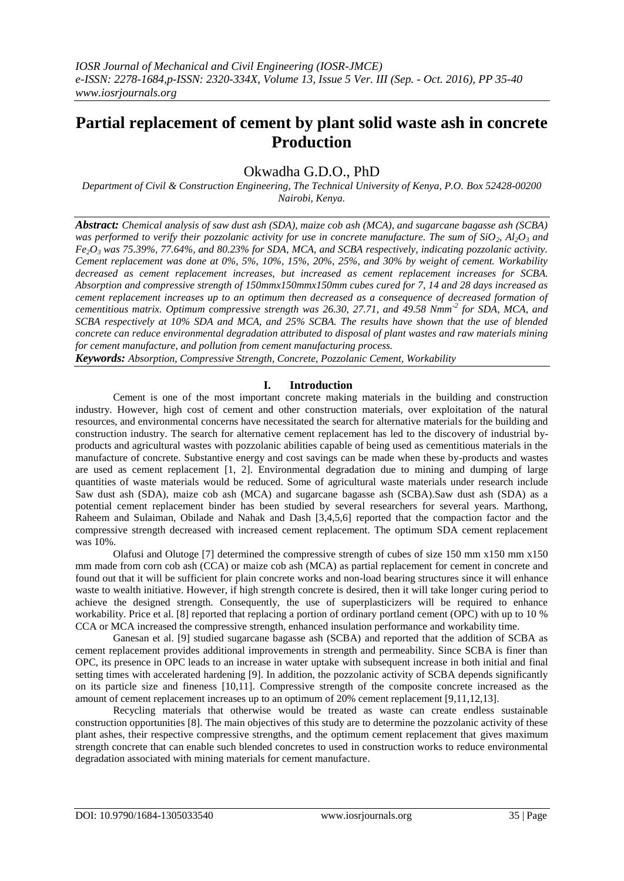# Partial replacement of cement by plant solid waste ash in concrete Production

Okwadha G.D.O., PhD

*Department of Civil & Construction Engineering, The Technical University of Kenya, P.O. Box 52428-00200 Nairobi, Kenya.*

***Abstract:*** *Chemical analysis of saw dust ash (SDA), maize cob ash (MCA), and sugarcane bagasse ash (SCBA) was performed to verify their pozzolanic activity for use in concrete manufacture. The sum of $SiO_2$, $Al_2O_3$ and $Fe_2O_3$ was 75.39%, 77.64%, and 80.23% for SDA, MCA, and SCBA respectively, indicating pozzolanic activity. Cement replacement was done at 0%, 5%, 10%, 15%, 20%, 25%, and 30% by weight of cement. Workability decreased as cement replacement increases, but increased as cement replacement increases for SCBA. Absorption and compressive strength of 150mmx150mmx150mm cubes cured for 7, 14 and 28 days increased as cement replacement increases up to an optimum then decreased as a consequence of decreased formation of cementitious matrix. Optimum compressive strength was 26.30, 27.71, and 49.58 $Nmm^{-2}$ for SDA, MCA, and SCBA respectively at 10% SDA and MCA, and 25% SCBA. The results have shown that the use of blended concrete can reduce environmental degradation attributed to disposal of plant wastes and raw materials mining for cement manufacture, and pollution from cement manufacturing process.*

***Keywords:*** *Absorption, Compressive Strength, Concrete, Pozzolanic Cement, Workability*

## I. Introduction

Cement is one of the most important concrete making materials in the building and construction industry. However, high cost of cement and other construction materials, over exploitation of the natural resources, and environmental concerns have necessitated the search for alternative materials for the building and construction industry. The search for alternative cement replacement has led to the discovery of industrial by-products and agricultural wastes with pozzolanic abilities capable of being used as cementitious materials in the manufacture of concrete. Substantive energy and cost savings can be made when these by-products and wastes are used as cement replacement [1, 2]. Environmental degradation due to mining and dumping of large quantities of waste materials would be reduced. Some of agricultural waste materials under research include Saw dust ash (SDA), maize cob ash (MCA) and sugarcane bagasse ash (SCBA).Saw dust ash (SDA) as a potential cement replacement binder has been studied by several researchers for several years. Marthong, Raheem and Sulaiman, Obilade and Nahak and Dash [3,4,5,6] reported that the compaction factor and the compressive strength decreased with increased cement replacement. The optimum SDA cement replacement was 10%.

Olafusi and Olutoge [7] determined the compressive strength of cubes of size 150 mm x150 mm x150 mm made from corn cob ash (CCA) or maize cob ash (MCA) as partial replacement for cement in concrete and found out that it will be sufficient for plain concrete works and non-load bearing structures since it will enhance waste to wealth initiative. However, if high strength concrete is desired, then it will take longer curing period to achieve the designed strength. Consequently, the use of superplasticizers will be required to enhance workability. Price et al. [8] reported that replacing a portion of ordinary portland cement (OPC) with up to 10 % CCA or MCA increased the compressive strength, enhanced insulation performance and workability time.

Ganesan et al. [9] studied sugarcane bagasse ash (SCBA) and reported that the addition of SCBA as cement replacement provides additional improvements in strength and permeability. Since SCBA is finer than OPC, its presence in OPC leads to an increase in water uptake with subsequent increase in both initial and final setting times with accelerated hardening [9]. In addition, the pozzolanic activity of SCBA depends significantly on its particle size and fineness [10,11]. Compressive strength of the composite concrete increased as the amount of cement replacement increases up to an optimum of 20% cement replacement [9,11,12,13].

Recycling materials that otherwise would be treated as waste can create endless sustainable construction opportunities [8]. The main objectives of this study are to determine the pozzolanic activity of these plant ashes, their respective compressive strengths, and the optimum cement replacement that gives maximum strength concrete that can enable such blended concretes to used in construction works to reduce environmental degradation associated with mining materials for cement manufacture.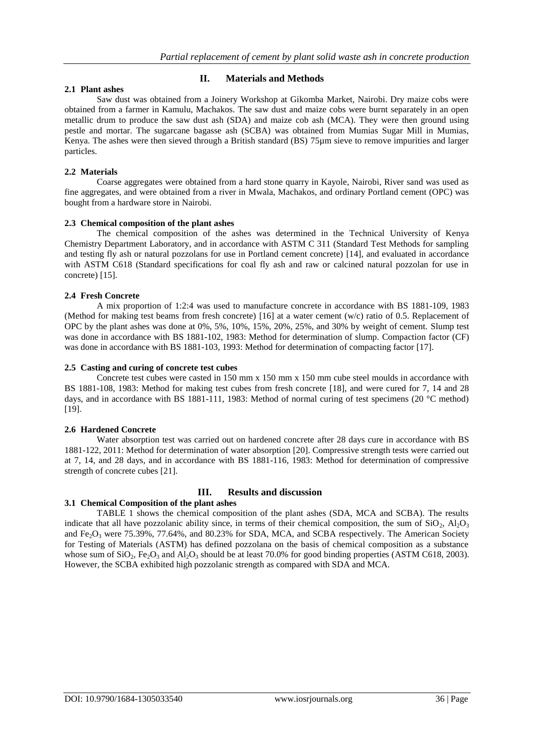## II. Materials and Methods

### 2.1 Plant ashes

Saw dust was obtained from a Joinery Workshop at Gikomba Market, Nairobi. Dry maize cobs were obtained from a farmer in Kamulu, Machakos. The saw dust and maize cobs were burnt separately in an open metallic drum to produce the saw dust ash (SDA) and maize cob ash (MCA). They were then ground using pestle and mortar. The sugarcane bagasse ash (SCBA) was obtained from Mumias Sugar Mill in Mumias, Kenya. The ashes were then sieved through a British standard (BS) 75µm sieve to remove impurities and larger particles.

### 2.2 Materials

Coarse aggregates were obtained from a hard stone quarry in Kayole, Nairobi, River sand was used as fine aggregates, and were obtained from a river in Mwala, Machakos, and ordinary Portland cement (OPC) was bought from a hardware store in Nairobi.

### 2.3 Chemical composition of the plant ashes

The chemical composition of the ashes was determined in the Technical University of Kenya Chemistry Department Laboratory, and in accordance with ASTM C 311 (Standard Test Methods for sampling and testing fly ash or natural pozzolans for use in Portland cement concrete) [14], and evaluated in accordance with ASTM C618 (Standard specifications for coal fly ash and raw or calcined natural pozzolan for use in concrete) [15].

### 2.4 Fresh Concrete

A mix proportion of 1:2:4 was used to manufacture concrete in accordance with BS 1881-109, 1983 (Method for making test beams from fresh concrete) [16] at a water cement (w/c) ratio of 0.5. Replacement of OPC by the plant ashes was done at 0%, 5%, 10%, 15%, 20%, 25%, and 30% by weight of cement. Slump test was done in accordance with BS 1881-102, 1983: Method for determination of slump. Compaction factor (CF) was done in accordance with BS 1881-103, 1993: Method for determination of compacting factor [17].

### 2.5 Casting and curing of concrete test cubes

Concrete test cubes were casted in 150 mm x 150 mm x 150 mm cube steel moulds in accordance with BS 1881-108, 1983: Method for making test cubes from fresh concrete [18], and were cured for 7, 14 and 28 days, and in accordance with BS 1881-111, 1983: Method of normal curing of test specimens (20 °C method) [19].

### 2.6 Hardened Concrete

Water absorption test was carried out on hardened concrete after 28 days cure in accordance with BS 1881-122, 2011: Method for determination of water absorption [20]. Compressive strength tests were carried out at 7, 14, and 28 days, and in accordance with BS 1881-116, 1983: Method for determination of compressive strength of concrete cubes [21].

## III. Results and discussion

### 3.1 Chemical Composition of the plant ashes

TABLE 1 shows the chemical composition of the plant ashes (SDA, MCA and SCBA). The results indicate that all have pozzolanic ability since, in terms of their chemical composition, the sum of $SiO_2$, $Al_2O_3$ and $Fe_2O_3$ were 75.39%, 77.64%, and 80.23% for SDA, MCA, and SCBA respectively. The American Society for Testing of Materials (ASTM) has defined pozzolana on the basis of chemical composition as a substance whose sum of $SiO_2$, $Fe_2O_3$ and $Al_2O_3$ should be at least 70.0% for good binding properties (ASTM C618, 2003). However, the SCBA exhibited high pozzolanic strength as compared with SDA and MCA.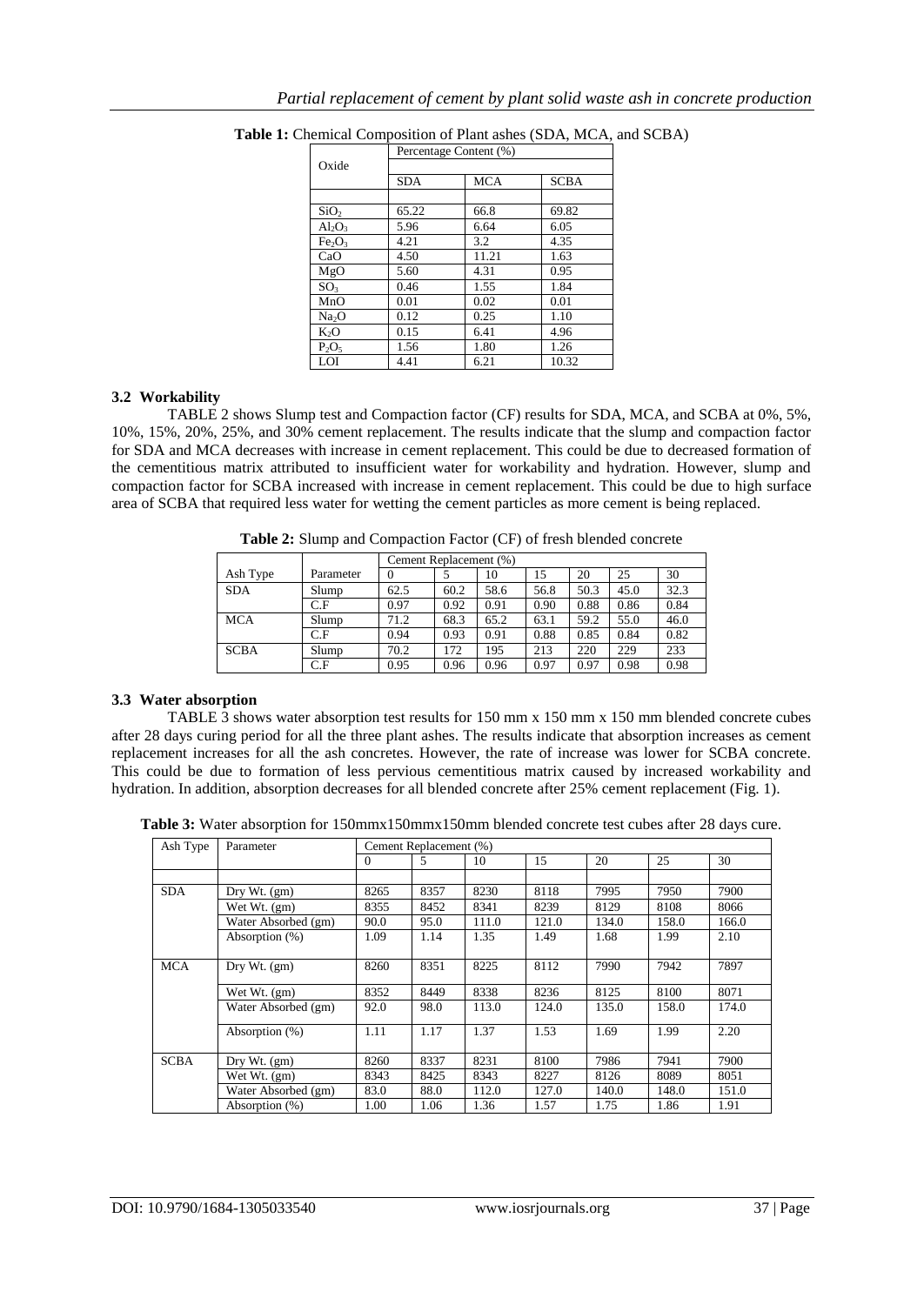**Table 1:** Chemical Composition of Plant ashes (SDA, MCA, and SCBA)

| Oxide | Percentage Content (%) | | |
|---|---|---|---|
| | SDA | MCA | SCBA |
| $SiO_2$ | 65.22 | 66.8 | 69.82 |
| $Al_2O_3$ | 5.96 | 6.64 | 6.05 |
| $Fe_2O_3$ | 4.21 | 3.2 | 4.35 |
| CaO | 4.50 | 11.21 | 1.63 |
| MgO | 5.60 | 4.31 | 0.95 |
| $SO_3$ | 0.46 | 1.55 | 1.84 |
| MnO | 0.01 | 0.02 | 0.01 |
| $Na_2O$ | 0.12 | 0.25 | 1.10 |
| $K_2O$ | 0.15 | 6.41 | 4.96 |
| $P_2O_5$ | 1.56 | 1.80 | 1.26 |
| LOI | 4.41 | 6.21 | 10.32 |

### 3.2 Workability

TABLE 2 shows Slump test and Compaction factor (CF) results for SDA, MCA, and SCBA at 0%, 5%, 10%, 15%, 20%, 25%, and 30% cement replacement. The results indicate that the slump and compaction factor for SDA and MCA decreases with increase in cement replacement. This could be due to decreased formation of the cementitious matrix attributed to insufficient water for workability and hydration. However, slump and compaction factor for SCBA increased with increase in cement replacement. This could be due to high surface area of SCBA that required less water for wetting the cement particles as more cement is being replaced.

**Table 2:** Slump and Compaction Factor (CF) of fresh blended concrete

| Ash Type | Parameter | Cement Replacement (%) | | | | | | |
|---|---|---|---|---|---|---|---|---|
| | | 0 | 5 | 10 | 15 | 20 | 25 | 30 |
| SDA | Slump | 62.5 | 60.2 | 58.6 | 56.8 | 50.3 | 45.0 | 32.3 |
| | C.F | 0.97 | 0.92 | 0.91 | 0.90 | 0.88 | 0.86 | 0.84 |
| MCA | Slump | 71.2 | 68.3 | 65.2 | 63.1 | 59.2 | 55.0 | 46.0 |
| | C.F | 0.94 | 0.93 | 0.91 | 0.88 | 0.85 | 0.84 | 0.82 |
| SCBA | Slump | 70.2 | 172 | 195 | 213 | 220 | 229 | 233 |
| | C.F | 0.95 | 0.96 | 0.96 | 0.97 | 0.97 | 0.98 | 0.98 |

### 3.3 Water absorption

TABLE 3 shows water absorption test results for 150 mm x 150 mm x 150 mm blended concrete cubes after 28 days curing period for all the three plant ashes. The results indicate that absorption increases as cement replacement increases for all the ash concretes. However, the rate of increase was lower for SCBA concrete. This could be due to formation of less pervious cementitious matrix caused by increased workability and hydration. In addition, absorption decreases for all blended concrete after 25% cement replacement (Fig. 1).

**Table 3:** Water absorption for 150mmx150mmx150mm blended concrete test cubes after 28 days cure.

| Ash Type | Parameter | Cement Replacement (%) | | | | | | |
|---|---|---|---|---|---|---|---|---|
| | | 0 | 5 | 10 | 15 | 20 | 25 | 30 |
| SDA | Dry Wt. (gm) | 8265 | 8357 | 8230 | 8118 | 7995 | 7950 | 7900 |
| | Wet Wt. (gm) | 8355 | 8452 | 8341 | 8239 | 8129 | 8108 | 8066 |
| | Water Absorbed (gm) | 90.0 | 95.0 | 111.0 | 121.0 | 134.0 | 158.0 | 166.0 |
| | Absorption (%) | 1.09 | 1.14 | 1.35 | 1.49 | 1.68 | 1.99 | 2.10 |
| MCA | Dry Wt. (gm) | 8260 | 8351 | 8225 | 8112 | 7990 | 7942 | 7897 |
| | Wet Wt. (gm) | 8352 | 8449 | 8338 | 8236 | 8125 | 8100 | 8071 |
| | Water Absorbed (gm) | 92.0 | 98.0 | 113.0 | 124.0 | 135.0 | 158.0 | 174.0 |
| | Absorption (%) | 1.11 | 1.17 | 1.37 | 1.53 | 1.69 | 1.99 | 2.20 |
| SCBA | Dry Wt. (gm) | 8260 | 8337 | 8231 | 8100 | 7986 | 7941 | 7900 |
| | Wet Wt. (gm) | 8343 | 8425 | 8343 | 8227 | 8126 | 8089 | 8051 |
| | Water Absorbed (gm) | 83.0 | 88.0 | 112.0 | 127.0 | 140.0 | 148.0 | 151.0 |
| | Absorption (%) | 1.00 | 1.06 | 1.36 | 1.57 | 1.75 | 1.86 | 1.91 |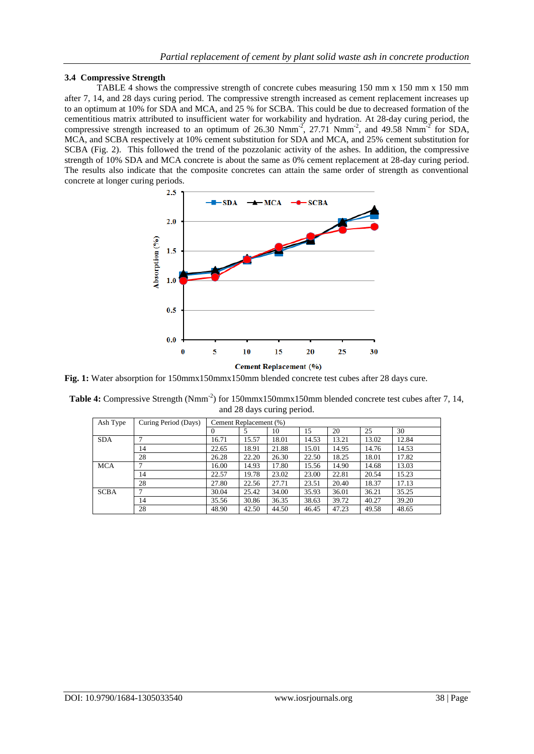### 3.4 Compressive Strength

TABLE 4 shows the compressive strength of concrete cubes measuring 150 mm x 150 mm x 150 mm after 7, 14, and 28 days curing period. The compressive strength increased as cement replacement increases up to an optimum at 10% for SDA and MCA, and 25 % for SCBA. This could be due to decreased formation of the cementitious matrix attributed to insufficient water for workability and hydration. At 28-day curing period, the compressive strength increased to an optimum of 26.30 $Nmm^{-2}$, 27.71 $Nmm^{-2}$, and 49.58 $Nmm^{-2}$ for SDA, MCA, and SCBA respectively at 10% cement substitution for SDA and MCA, and 25% cement substitution for SCBA (Fig. 2). This followed the trend of the pozzolanic activity of the ashes. In addition, the compressive strength of 10% SDA and MCA concrete is about the same as 0% cement replacement at 28-day curing period. The results also indicate that the composite concretes can attain the same order of strength as conventional concrete at longer curing periods.

**Fig. 1:** Water absorption for 150mmx150mmx150mm blended concrete test cubes after 28 days cure.

**Table 4:** Compressive Strength ($Nmm^{-2}$) for 150mmx150mmx150mm blended concrete test cubes after 7, 14, and 28 days curing period.

| Ash Type | Curing Period (Days) | Cement Replacement (%) | | | | | | |
|---|---|---|---|---|---|---|---|---|
| | | 0 | 5 | 10 | 15 | 20 | 25 | 30 |
| SDA | 7 | 16.71 | 15.57 | 18.01 | 14.53 | 13.21 | 13.02 | 12.84 |
| | 14 | 22.65 | 18.91 | 21.88 | 15.01 | 14.95 | 14.76 | 14.53 |
| | 28 | 26.28 | 22.20 | 26.30 | 22.50 | 18.25 | 18.01 | 17.82 |
| MCA | 7 | 16.00 | 14.93 | 17.80 | 15.56 | 14.90 | 14.68 | 13.03 |
| | 14 | 22.57 | 19.78 | 23.02 | 23.00 | 22.81 | 20.54 | 15.23 |
| | 28 | 27.80 | 22.56 | 27.71 | 23.51 | 20.40 | 18.37 | 17.13 |
| SCBA | 7 | 30.04 | 25.42 | 34.00 | 35.93 | 36.01 | 36.21 | 35.25 |
| | 14 | 35.56 | 30.86 | 36.35 | 38.63 | 39.72 | 40.27 | 39.20 |
| | 28 | 48.90 | 42.50 | 44.50 | 46.45 | 47.23 | 49.58 | 48.65 |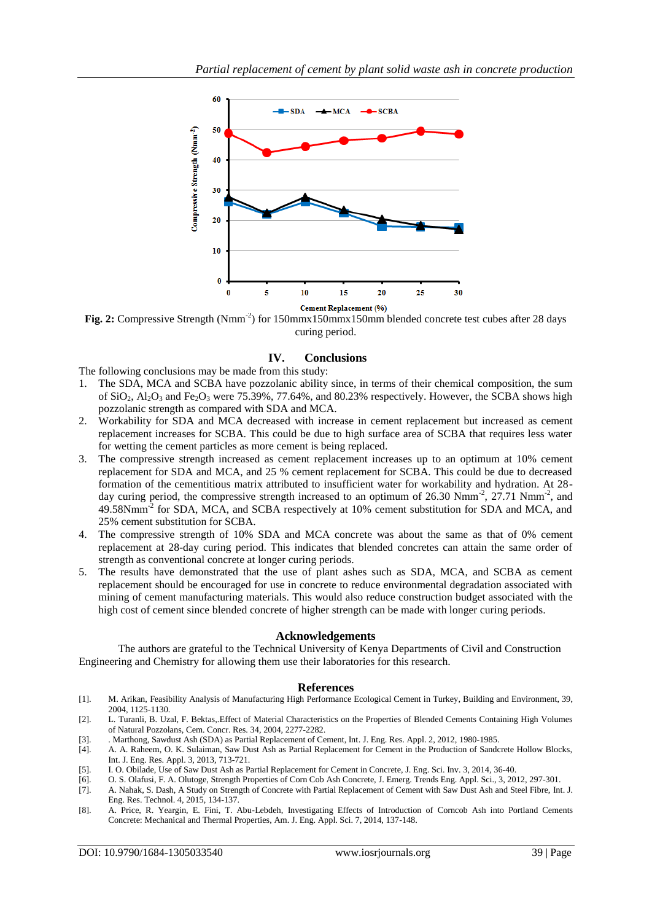Fig. 2: Compressive Strength ($Nmm^{-2}$) for 150mmx150mmx150mm blended concrete test cubes after 28 days curing period.

## IV. Conclusions

The following conclusions may be made from this study:

1. The SDA, MCA and SCBA have pozzolanic ability since, in terms of their chemical composition, the sum of $SiO_2$, $Al_2O_3$ and $Fe_2O_3$ were 75.39%, 77.64%, and 80.23% respectively. However, the SCBA shows high pozzolanic strength as compared with SDA and MCA.
2. Workability for SDA and MCA decreased with increase in cement replacement but increased as cement replacement increases for SCBA. This could be due to high surface area of SCBA that requires less water for wetting the cement particles as more cement is being replaced.
3. The compressive strength increased as cement replacement increases up to an optimum at 10% cement replacement for SDA and MCA, and 25 % cement replacement for SCBA. This could be due to decreased formation of the cementitious matrix attributed to insufficient water for workability and hydration. At 28-day curing period, the compressive strength increased to an optimum of 26.30 $Nmm^{-2}$, 27.71 $Nmm^{-2}$, and 49.58$Nmm^{-2}$ for SDA, MCA, and SCBA respectively at 10% cement substitution for SDA and MCA, and 25% cement substitution for SCBA.
4. The compressive strength of 10% SDA and MCA concrete was about the same as that of 0% cement replacement at 28-day curing period. This indicates that blended concretes can attain the same order of strength as conventional concrete at longer curing periods.
5. The results have demonstrated that the use of plant ashes such as SDA, MCA, and SCBA as cement replacement should be encouraged for use in concrete to reduce environmental degradation associated with mining of cement manufacturing materials. This would also reduce construction budget associated with the high cost of cement since blended concrete of higher strength can be made with longer curing periods.

## Acknowledgements

The authors are grateful to the Technical University of Kenya Departments of Civil and Construction Engineering and Chemistry for allowing them use their laboratories for this research.

## References

[1]. M. Arikan, Feasibility Analysis of Manufacturing High Performance Ecological Cement in Turkey, Building and Environment, 39, 2004, 1125-1130.

[2]. L. Turanli, B. Uzal, F. Bektas,.Effect of Material Characteristics on the Properties of Blended Cements Containing High Volumes of Natural Pozzolans, Cem. Concr. Res. 34, 2004, 2277-2282.

[3]. . Marthong, Sawdust Ash (SDA) as Partial Replacement of Cement, Int. J. Eng. Res. Appl. 2, 2012, 1980-1985.

[4]. A. A. Raheem, O. K. Sulaiman, Saw Dust Ash as Partial Replacement for Cement in the Production of Sandcrete Hollow Blocks, Int. J. Eng. Res. Appl. 3, 2013, 713-721.

[5]. I. O. Obilade, Use of Saw Dust Ash as Partial Replacement for Cement in Concrete, J. Eng. Sci. Inv. 3, 2014, 36-40.

[6]. O. S. Olafusi, F. A. Olutoge, Strength Properties of Corn Cob Ash Concrete, J. Emerg. Trends Eng. Appl. Sci., 3, 2012, 297-301.

[7]. A. Nahak, S. Dash, A Study on Strength of Concrete with Partial Replacement of Cement with Saw Dust Ash and Steel Fibre, Int. J. Eng. Res. Technol. 4, 2015, 134-137.

[8]. A. Price, R. Yeargin, E. Fini, T. Abu-Lebdeh, Investigating Effects of Introduction of Corncob Ash into Portland Cements Concrete: Mechanical and Thermal Properties, Am. J. Eng. Appl. Sci. 7, 2014, 137-148.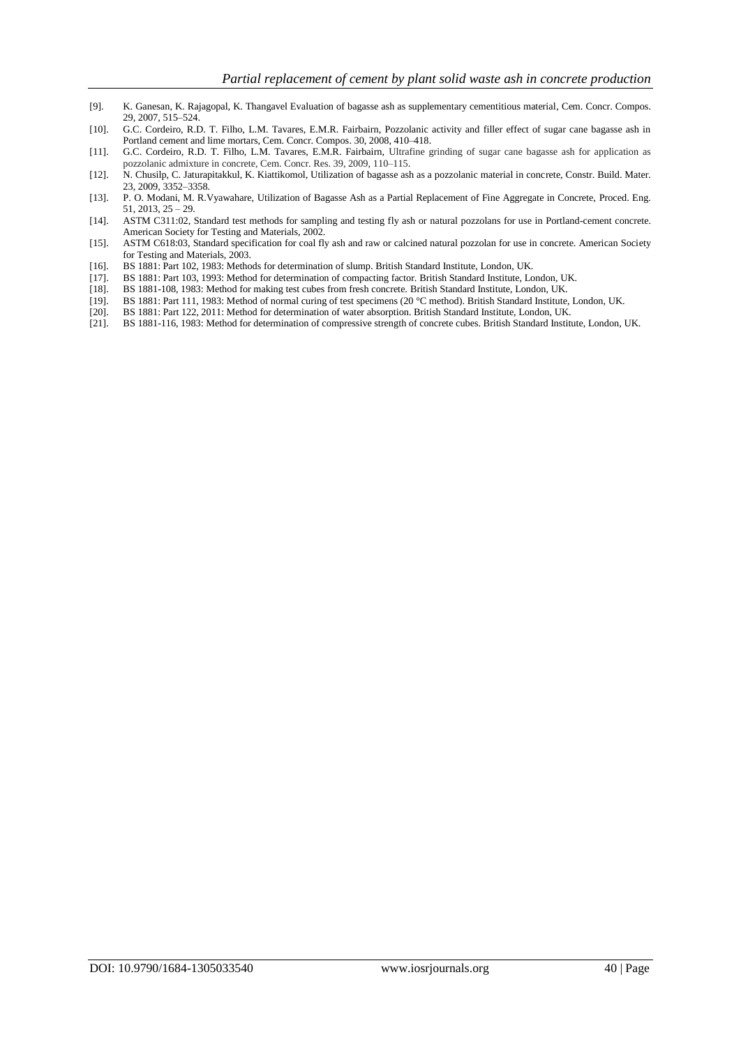[9]. K. Ganesan, K. Rajagopal, K. Thangavel Evaluation of bagasse ash as supplementary cementitious material, Cem. Concr. Compos. 29, 2007, 515–524.

[10]. G.C. Cordeiro, R.D. T. Filho, L.M. Tavares, E.M.R. Fairbairn, Pozzolanic activity and filler effect of sugar cane bagasse ash in Portland cement and lime mortars, Cem. Concr. Compos. 30, 2008, 410–418.

[11]. G.C. Cordeiro, R.D. T. Filho, L.M. Tavares, E.M.R. Fairbairn, Ultrafine grinding of sugar cane bagasse ash for application as pozzolanic admixture in concrete, Cem. Concr. Res. 39, 2009, 110–115.

[12]. N. Chusilp, C. Jaturapitakkul, K. Kiattikomol, Utilization of bagasse ash as a pozzolanic material in concrete, Constr. Build. Mater. 23, 2009, 3352–3358.

[13]. P. O. Modani, M. R.Vyawahare, Utilization of Bagasse Ash as a Partial Replacement of Fine Aggregate in Concrete, Proced. Eng. 51, 2013, 25 – 29.

[14]. ASTM C311:02, Standard test methods for sampling and testing fly ash or natural pozzolans for use in Portland-cement concrete. American Society for Testing and Materials, 2002.

[15]. ASTM C618:03, Standard specification for coal fly ash and raw or calcined natural pozzolan for use in concrete. American Society for Testing and Materials, 2003.

[16]. BS 1881: Part 102, 1983: Methods for determination of slump. British Standard Institute, London, UK.

[17]. BS 1881: Part 103, 1993: Method for determination of compacting factor. British Standard Institute, London, UK.

[18]. BS 1881-108, 1983: Method for making test cubes from fresh concrete. British Standard Institute, London, UK.

[19]. BS 1881: Part 111, 1983: Method of normal curing of test specimens (20 °C method). British Standard Institute, London, UK.

[20]. BS 1881: Part 122, 2011: Method for determination of water absorption. British Standard Institute, London, UK.

[21]. BS 1881-116, 1983: Method for determination of compressive strength of concrete cubes. British Standard Institute, London, UK.